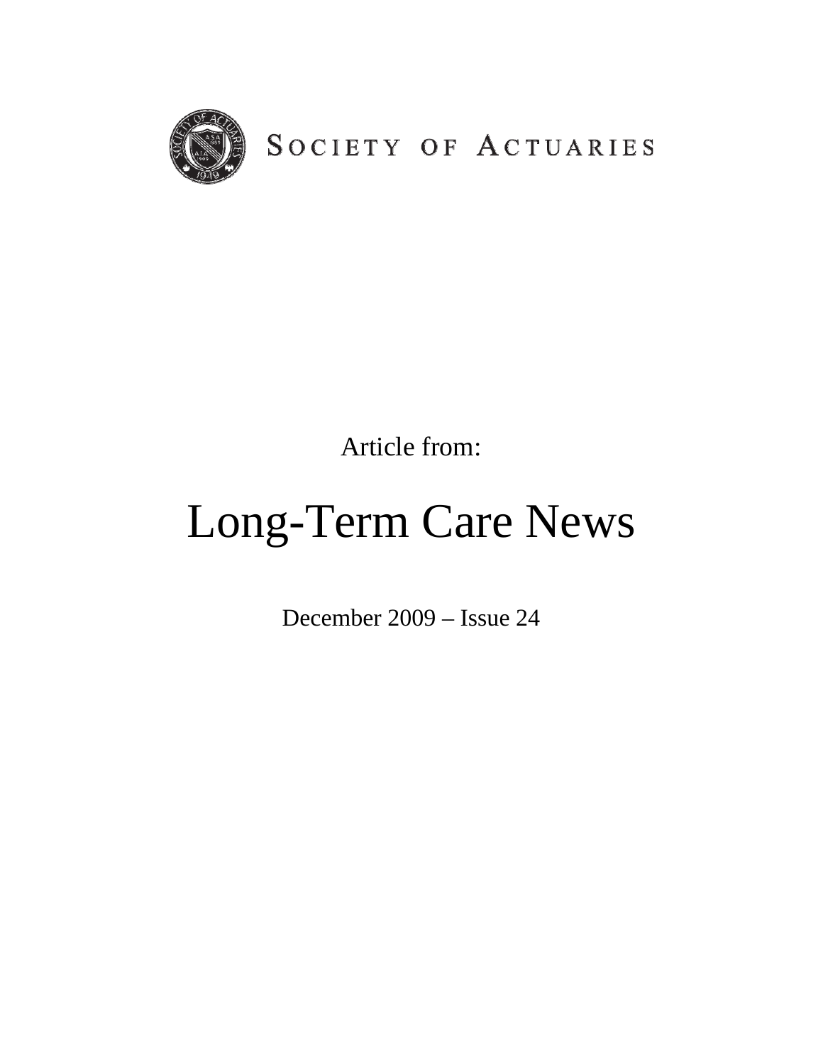SOCIETY OF ACTUARIES

Article from:

# Long-Term Care News

December 2009 – Issue 24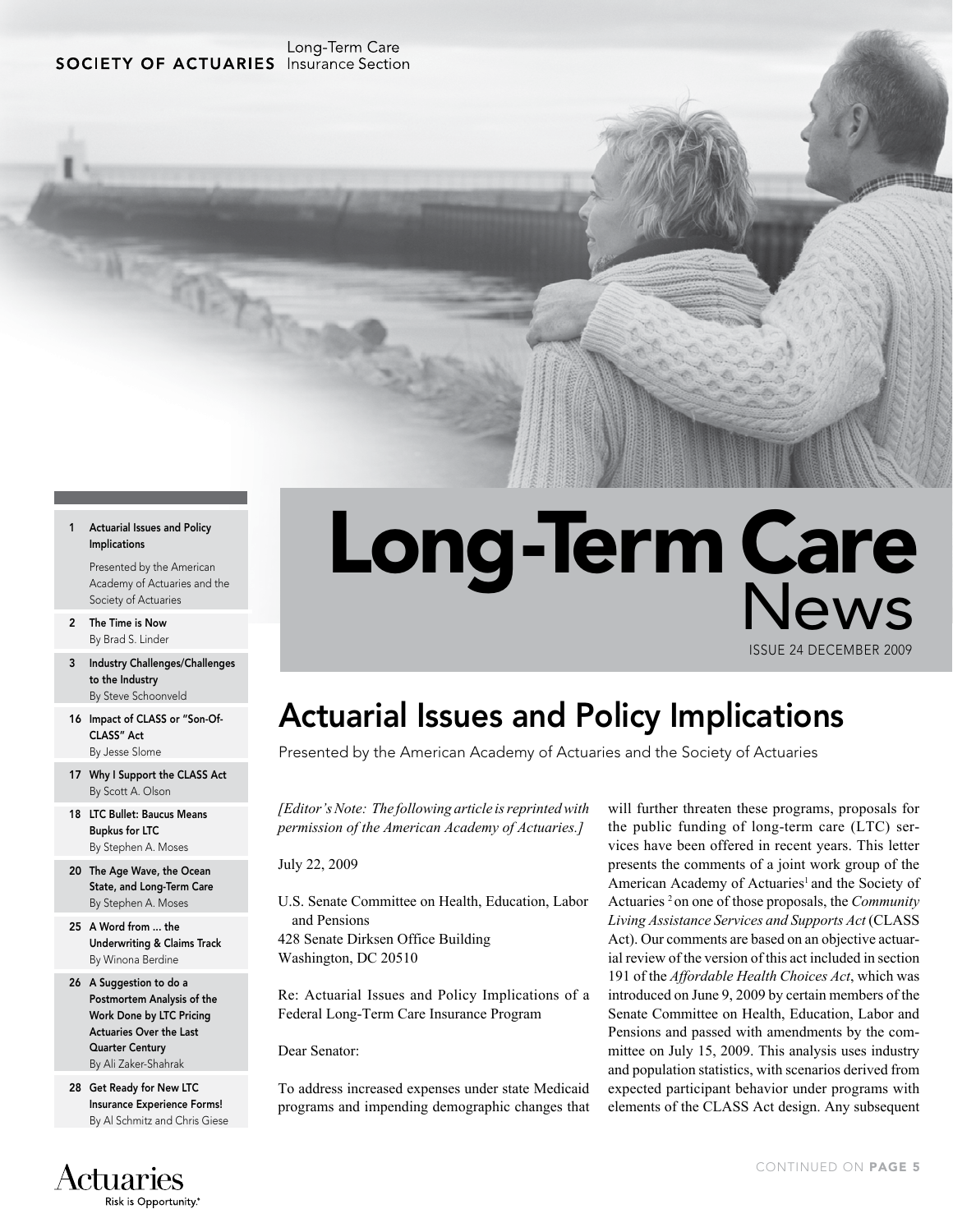SOCIETY OF ACTUARIES Long-Term Care Insurance Section

# Long-Term Care News

ISSUE 24 DECEMBER 2009

- 1 Actuarial Issues and Policy Implications
  Presented by the American Academy of Actuaries and the Society of Actuaries
- 2 The Time is Now
  By Brad S. Linder
- 3 Industry Challenges/Challenges to the Industry
  By Steve Schoonveld
- 16 Impact of CLASS or "Son-Of-CLASS" Act
  By Jesse Slome
- 17 Why I Support the CLASS Act
  By Scott A. Olson
- 18 LTC Bullet: Baucus Means Bupkus for LTC
  By Stephen A. Moses
- 20 The Age Wave, the Ocean State, and Long-Term Care
  By Stephen A. Moses
- 25 A Word from ... the Underwriting & Claims Track
  By Winona Berdine
- 26 A Suggestion to do a Postmortem Analysis of the Work Done by LTC Pricing Actuaries Over the Last Quarter Century
  By Ali Zaker-Shahrak
- 28 Get Ready for New LTC Insurance Experience Forms!
  By Al Schmitz and Chris Giese

## Actuarial Issues and Policy Implications

Presented by the American Academy of Actuaries and the Society of Actuaries

*[Editor's Note: The following article is reprinted with permission of the American Academy of Actuaries.]*

July 22, 2009

U.S. Senate Committee on Health, Education, Labor and Pensions
428 Senate Dirksen Office Building
Washington, DC 20510

Re: Actuarial Issues and Policy Implications of a Federal Long-Term Care Insurance Program

Dear Senator:

To address increased expenses under state Medicaid programs and impending demographic changes that will further threaten these programs, proposals for the public funding of long-term care (LTC) services have been offered in recent years. This letter presents the comments of a joint work group of the American Academy of Actuaries[1] and the Society of Actuaries[2] on one of those proposals, the *Community Living Assistance Services and Supports Act* (CLASS Act). Our comments are based on an objective actuarial review of the version of this act included in section 191 of the *Affordable Health Choices Act*, which was introduced on June 9, 2009 by certain members of the Senate Committee on Health, Education, Labor and Pensions and passed with amendments by the committee on July 15, 2009. This analysis uses industry and population statistics, with scenarios derived from expected participant behavior under programs with elements of the CLASS Act design. Any subsequent

CONTINUED ON PAGE 5

Actuaries
Risk is Opportunity.®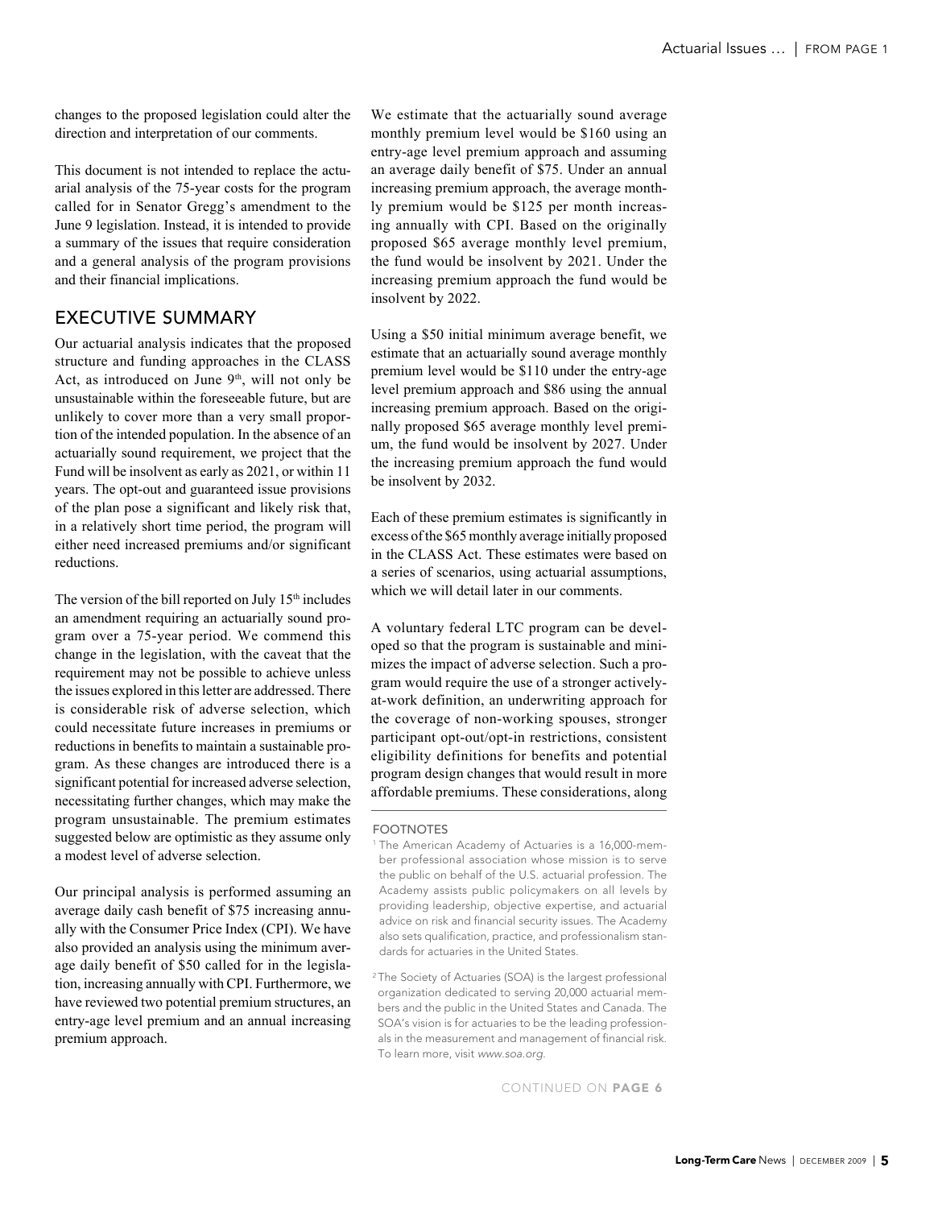changes to the proposed legislation could alter the direction and interpretation of our comments.

This document is not intended to replace the actuarial analysis of the 75-year costs for the program called for in Senator Gregg's amendment to the June 9 legislation. Instead, it is intended to provide a summary of the issues that require consideration and a general analysis of the program provisions and their financial implications.

## EXECUTIVE SUMMARY

Our actuarial analysis indicates that the proposed structure and funding approaches in the CLASS Act, as introduced on June 9th, will not only be unsustainable within the foreseeable future, but are unlikely to cover more than a very small proportion of the intended population. In the absence of an actuarially sound requirement, we project that the Fund will be insolvent as early as 2021, or within 11 years. The opt-out and guaranteed issue provisions of the plan pose a significant and likely risk that, in a relatively short time period, the program will either need increased premiums and/or significant reductions.

The version of the bill reported on July 15th includes an amendment requiring an actuarially sound program over a 75-year period. We commend this change in the legislation, with the caveat that the requirement may not be possible to achieve unless the issues explored in this letter are addressed. There is considerable risk of adverse selection, which could necessitate future increases in premiums or reductions in benefits to maintain a sustainable program. As these changes are introduced there is a significant potential for increased adverse selection, necessitating further changes, which may make the program unsustainable. The premium estimates suggested below are optimistic as they assume only a modest level of adverse selection.

Our principal analysis is performed assuming an average daily cash benefit of $75 increasing annually with the Consumer Price Index (CPI). We have also provided an analysis using the minimum average daily benefit of $50 called for in the legislation, increasing annually with CPI. Furthermore, we have reviewed two potential premium structures, an entry-age level premium and an annual increasing premium approach.

We estimate that the actuarially sound average monthly premium level would be $160 using an entry-age level premium approach and assuming an average daily benefit of $75. Under an annual increasing premium approach, the average monthly premium would be $125 per month increasing annually with CPI. Based on the originally proposed $65 average monthly level premium, the fund would be insolvent by 2021. Under the increasing premium approach the fund would be insolvent by 2022.

Using a $50 initial minimum average benefit, we estimate that an actuarially sound average monthly premium level would be $110 under the entry-age level premium approach and $86 using the annual increasing premium approach. Based on the originally proposed $65 average monthly level premium, the fund would be insolvent by 2027. Under the increasing premium approach the fund would be insolvent by 2032.

Each of these premium estimates is significantly in excess of the $65 monthly average initially proposed in the CLASS Act. These estimates were based on a series of scenarios, using actuarial assumptions, which we will detail later in our comments.

A voluntary federal LTC program can be developed so that the program is sustainable and minimizes the impact of adverse selection. Such a program would require the use of a stronger actively-at-work definition, an underwriting approach for the coverage of non-working spouses, stronger participant opt-out/opt-in restrictions, consistent eligibility definitions for benefits and potential program design changes that would result in more affordable premiums. These considerations, along

CONTINUED ON PAGE 6

---

FOOTNOTES

[1] The American Academy of Actuaries is a 16,000-member professional association whose mission is to serve the public on behalf of the U.S. actuarial profession. The Academy assists public policymakers on all levels by providing leadership, objective expertise, and actuarial advice on risk and financial security issues. The Academy also sets qualification, practice, and professionalism standards for actuaries in the United States.

[2] The Society of Actuaries (SOA) is the largest professional organization dedicated to serving 20,000 actuarial members and the public in the United States and Canada. The SOA's vision is for actuaries to be the leading professionals in the measurement and management of financial risk. To learn more, visit *www.soa.org*.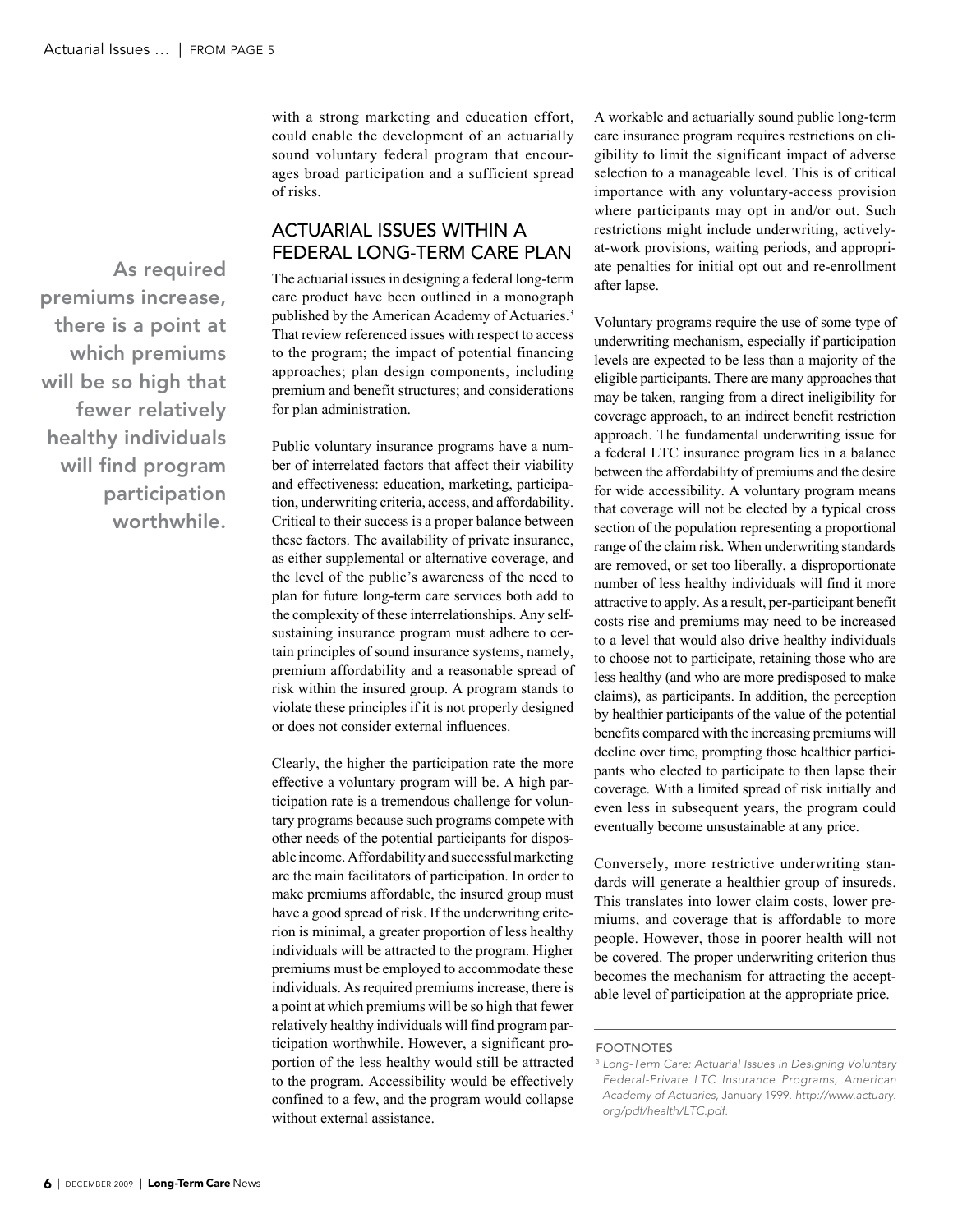with a strong marketing and education effort, could enable the development of an actuarially sound voluntary federal program that encourages broad participation and a sufficient spread of risks.

## ACTUARIAL ISSUES WITHIN A FEDERAL LONG-TERM CARE PLAN

The actuarial issues in designing a federal long-term care product have been outlined in a monograph published by the American Academy of Actuaries.[3] That review referenced issues with respect to access to the program; the impact of potential financing approaches; plan design components, including premium and benefit structures; and considerations for plan administration.

Public voluntary insurance programs have a number of interrelated factors that affect their viability and effectiveness: education, marketing, participation, underwriting criteria, access, and affordability. Critical to their success is a proper balance between these factors. The availability of private insurance, as either supplemental or alternative coverage, and the level of the public's awareness of the need to plan for future long-term care services both add to the complexity of these interrelationships. Any self-sustaining insurance program must adhere to certain principles of sound insurance systems, namely, premium affordability and a reasonable spread of risk within the insured group. A program stands to violate these principles if it is not properly designed or does not consider external influences.

Clearly, the higher the participation rate the more effective a voluntary program will be. A high participation rate is a tremendous challenge for voluntary programs because such programs compete with other needs of the potential participants for disposable income. Affordability and successful marketing are the main facilitators of participation. In order to make premiums affordable, the insured group must have a good spread of risk. If the underwriting criterion is minimal, a greater proportion of less healthy individuals will be attracted to the program. Higher premiums must be employed to accommodate these individuals. As required premiums increase, there is a point at which premiums will be so high that fewer relatively healthy individuals will find program participation worthwhile. However, a significant proportion of the less healthy would still be attracted to the program. Accessibility would be effectively confined to a few, and the program would collapse without external assistance.

A workable and actuarially sound public long-term care insurance program requires restrictions on eligibility to limit the significant impact of adverse selection to a manageable level. This is of critical importance with any voluntary-access provision where participants may opt in and/or out. Such restrictions might include underwriting, actively-at-work provisions, waiting periods, and appropriate penalties for initial opt out and re-enrollment after lapse.

Voluntary programs require the use of some type of underwriting mechanism, especially if participation levels are expected to be less than a majority of the eligible participants. There are many approaches that may be taken, ranging from a direct ineligibility for coverage approach, to an indirect benefit restriction approach. The fundamental underwriting issue for a federal LTC insurance program lies in a balance between the affordability of premiums and the desire for wide accessibility. A voluntary program means that coverage will not be elected by a typical cross section of the population representing a proportional range of the claim risk. When underwriting standards are removed, or set too liberally, a disproportionate number of less healthy individuals will find it more attractive to apply. As a result, per-participant benefit costs rise and premiums may need to be increased to a level that would also drive healthy individuals to choose not to participate, retaining those who are less healthy (and who are more predisposed to make claims), as participants. In addition, the perception by healthier participants of the value of the potential benefits compared with the increasing premiums will decline over time, prompting those healthier participants who elected to participate to then lapse their coverage. With a limited spread of risk initially and even less in subsequent years, the program could eventually become unsustainable at any price.

Conversely, more restrictive underwriting standards will generate a healthier group of insureds. This translates into lower claim costs, lower premiums, and coverage that is affordable to more people. However, those in poorer health will not be covered. The proper underwriting criterion thus becomes the mechanism for attracting the acceptable level of participation at the appropriate price.

**As required premiums increase, there is a point at which premiums will be so high that fewer relatively healthy individuals will find program participation worthwhile.**

---

FOOTNOTES

[3] *Long-Term Care: Actuarial Issues in Designing Voluntary Federal-Private LTC Insurance Programs, American Academy of Actuaries,* January 1999. *http://www.actuary.org/pdf/health/LTC.pdf.*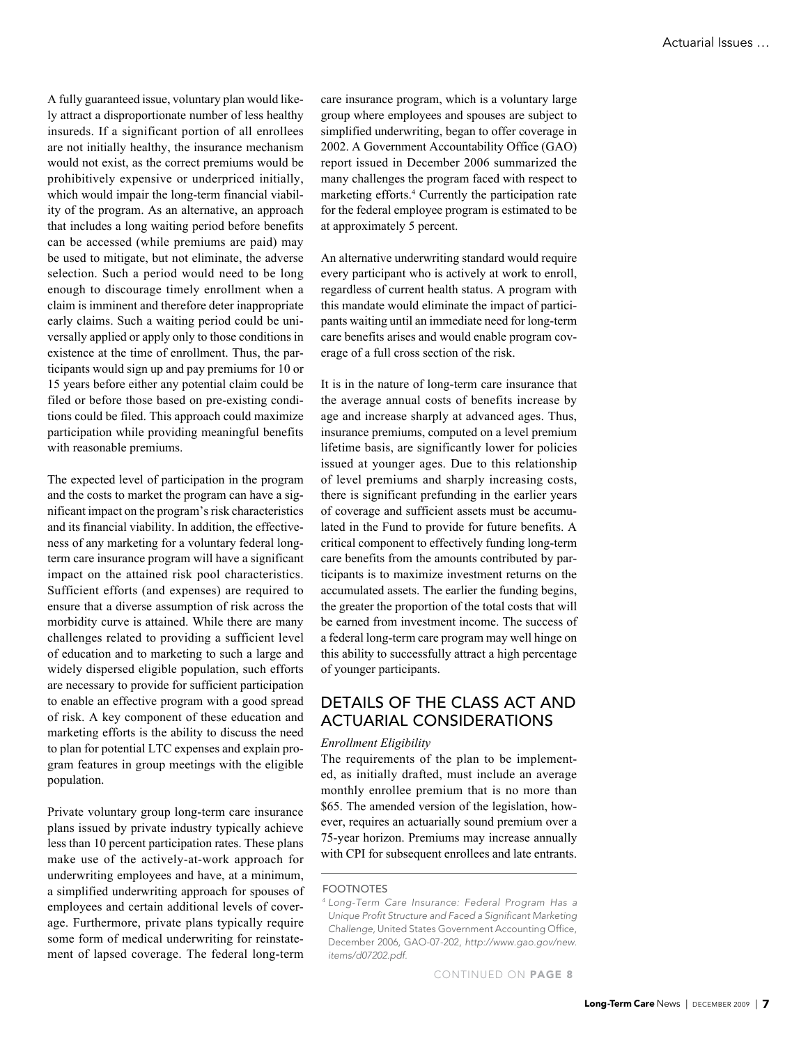A fully guaranteed issue, voluntary plan would likely attract a disproportionate number of less healthy insureds. If a significant portion of all enrollees are not initially healthy, the insurance mechanism would not exist, as the correct premiums would be prohibitively expensive or underpriced initially, which would impair the long-term financial viability of the program. As an alternative, an approach that includes a long waiting period before benefits can be accessed (while premiums are paid) may be used to mitigate, but not eliminate, the adverse selection. Such a period would need to be long enough to discourage timely enrollment when a claim is imminent and therefore deter inappropriate early claims. Such a waiting period could be universally applied or apply only to those conditions in existence at the time of enrollment. Thus, the participants would sign up and pay premiums for 10 or 15 years before either any potential claim could be filed or before those based on pre-existing conditions could be filed. This approach could maximize participation while providing meaningful benefits with reasonable premiums.

The expected level of participation in the program and the costs to market the program can have a significant impact on the program's risk characteristics and its financial viability. In addition, the effectiveness of any marketing for a voluntary federal long-term care insurance program will have a significant impact on the attained risk pool characteristics. Sufficient efforts (and expenses) are required to ensure that a diverse assumption of risk across the morbidity curve is attained. While there are many challenges related to providing a sufficient level of education and to marketing to such a large and widely dispersed eligible population, such efforts are necessary to provide for sufficient participation to enable an effective program with a good spread of risk. A key component of these education and marketing efforts is the ability to discuss the need to plan for potential LTC expenses and explain program features in group meetings with the eligible population.

Private voluntary group long-term care insurance plans issued by private industry typically achieve less than 10 percent participation rates. These plans make use of the actively-at-work approach for underwriting employees and have, at a minimum, a simplified underwriting approach for spouses of employees and certain additional levels of coverage. Furthermore, private plans typically require some form of medical underwriting for reinstatement of lapsed coverage. The federal long-term care insurance program, which is a voluntary large group where employees and spouses are subject to simplified underwriting, began to offer coverage in 2002. A Government Accountability Office (GAO) report issued in December 2006 summarized the many challenges the program faced with respect to marketing efforts.[4] Currently the participation rate for the federal employee program is estimated to be at approximately 5 percent.

An alternative underwriting standard would require every participant who is actively at work to enroll, regardless of current health status. A program with this mandate would eliminate the impact of participants waiting until an immediate need for long-term care benefits arises and would enable program coverage of a full cross section of the risk.

It is in the nature of long-term care insurance that the average annual costs of benefits increase by age and increase sharply at advanced ages. Thus, insurance premiums, computed on a level premium lifetime basis, are significantly lower for policies issued at younger ages. Due to this relationship of level premiums and sharply increasing costs, there is significant prefunding in the earlier years of coverage and sufficient assets must be accumulated in the Fund to provide for future benefits. A critical component to effectively funding long-term care benefits from the amounts contributed by participants is to maximize investment returns on the accumulated assets. The earlier the funding begins, the greater the proportion of the total costs that will be earned from investment income. The success of a federal long-term care program may well hinge on this ability to successfully attract a high percentage of younger participants.

## DETAILS OF THE CLASS ACT AND ACTUARIAL CONSIDERATIONS

*Enrollment Eligibility*

The requirements of the plan to be implemented, as initially drafted, must include an average monthly enrollee premium that is no more than \$65. The amended version of the legislation, however, requires an actuarially sound premium over a 75-year horizon. Premiums may increase annually with CPI for subsequent enrollees and late entrants.

FOOTNOTES

[4] *Long-Term Care Insurance: Federal Program Has a Unique Profit Structure and Faced a Significant Marketing Challenge*, United States Government Accounting Office, December 2006, GAO-07-202, *http://www.gao.gov/new.items/d07202.pdf*.

CONTINUED ON PAGE 8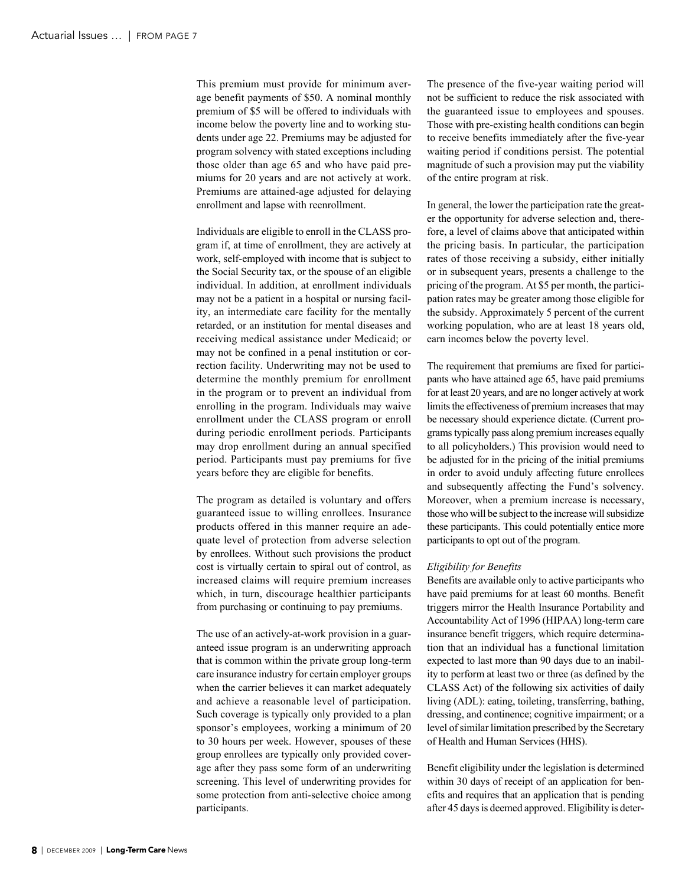This premium must provide for minimum average benefit payments of $50. A nominal monthly premium of $5 will be offered to individuals with income below the poverty line and to working students under age 22. Premiums may be adjusted for program solvency with stated exceptions including those older than age 65 and who have paid premiums for 20 years and are not actively at work. Premiums are attained-age adjusted for delaying enrollment and lapse with reenrollment.

Individuals are eligible to enroll in the CLASS program if, at time of enrollment, they are actively at work, self-employed with income that is subject to the Social Security tax, or the spouse of an eligible individual. In addition, at enrollment individuals may not be a patient in a hospital or nursing facility, an intermediate care facility for the mentally retarded, or an institution for mental diseases and receiving medical assistance under Medicaid; or may not be confined in a penal institution or correction facility. Underwriting may not be used to determine the monthly premium for enrollment in the program or to prevent an individual from enrolling in the program. Individuals may waive enrollment under the CLASS program or enroll during periodic enrollment periods. Participants may drop enrollment during an annual specified period. Participants must pay premiums for five years before they are eligible for benefits.

The program as detailed is voluntary and offers guaranteed issue to willing enrollees. Insurance products offered in this manner require an adequate level of protection from adverse selection by enrollees. Without such provisions the product cost is virtually certain to spiral out of control, as increased claims will require premium increases which, in turn, discourage healthier participants from purchasing or continuing to pay premiums.

The use of an actively-at-work provision in a guaranteed issue program is an underwriting approach that is common within the private group long-term care insurance industry for certain employer groups when the carrier believes it can market adequately and achieve a reasonable level of participation. Such coverage is typically only provided to a plan sponsor's employees, working a minimum of 20 to 30 hours per week. However, spouses of these group enrollees are typically only provided coverage after they pass some form of an underwriting screening. This level of underwriting provides for some protection from anti-selective choice among participants.

The presence of the five-year waiting period will not be sufficient to reduce the risk associated with the guaranteed issue to employees and spouses. Those with pre-existing health conditions can begin to receive benefits immediately after the five-year waiting period if conditions persist. The potential magnitude of such a provision may put the viability of the entire program at risk.

In general, the lower the participation rate the greater the opportunity for adverse selection and, therefore, a level of claims above that anticipated within the pricing basis. In particular, the participation rates of those receiving a subsidy, either initially or in subsequent years, presents a challenge to the pricing of the program. At $5 per month, the participation rates may be greater among those eligible for the subsidy. Approximately 5 percent of the current working population, who are at least 18 years old, earn incomes below the poverty level.

The requirement that premiums are fixed for participants who have attained age 65, have paid premiums for at least 20 years, and are no longer actively at work limits the effectiveness of premium increases that may be necessary should experience dictate. (Current programs typically pass along premium increases equally to all policyholders.) This provision would need to be adjusted for in the pricing of the initial premiums in order to avoid unduly affecting future enrollees and subsequently affecting the Fund's solvency. Moreover, when a premium increase is necessary, those who will be subject to the increase will subsidize these participants. This could potentially entice more participants to opt out of the program.

*Eligibility for Benefits*

Benefits are available only to active participants who have paid premiums for at least 60 months. Benefit triggers mirror the Health Insurance Portability and Accountability Act of 1996 (HIPAA) long-term care insurance benefit triggers, which require determination that an individual has a functional limitation expected to last more than 90 days due to an inability to perform at least two or three (as defined by the CLASS Act) of the following six activities of daily living (ADL): eating, toileting, transferring, bathing, dressing, and continence; cognitive impairment; or a level of similar limitation prescribed by the Secretary of Health and Human Services (HHS).

Benefit eligibility under the legislation is determined within 30 days of receipt of an application for benefits and requires that an application that is pending after 45 days is deemed approved. Eligibility is deter-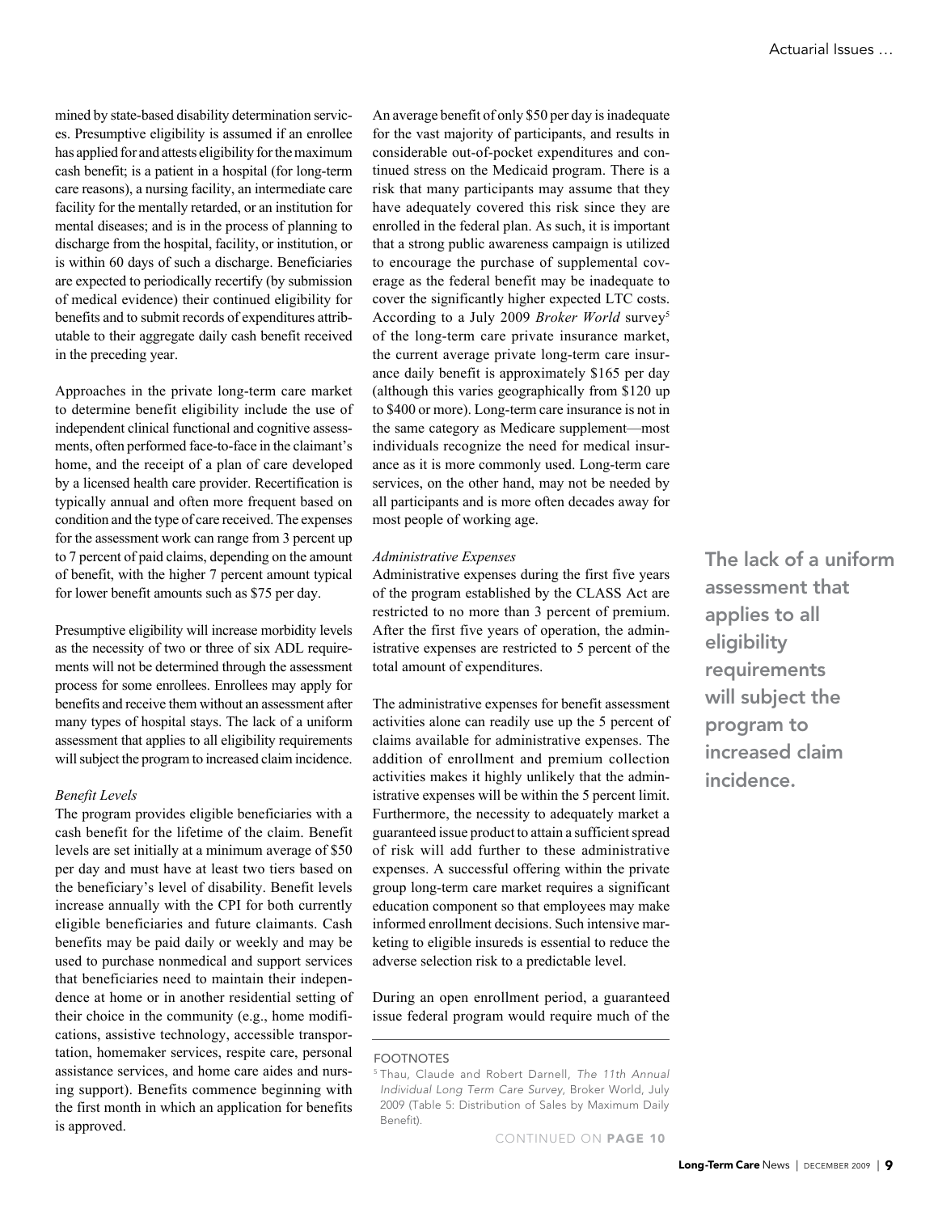mined by state-based disability determination services. Presumptive eligibility is assumed if an enrollee has applied for and attests eligibility for the maximum cash benefit; is a patient in a hospital (for long-term care reasons), a nursing facility, an intermediate care facility for the mentally retarded, or an institution for mental diseases; and is in the process of planning to discharge from the hospital, facility, or institution, or is within 60 days of such a discharge. Beneficiaries are expected to periodically recertify (by submission of medical evidence) their continued eligibility for benefits and to submit records of expenditures attributable to their aggregate daily cash benefit received in the preceding year.

Approaches in the private long-term care market to determine benefit eligibility include the use of independent clinical functional and cognitive assessments, often performed face-to-face in the claimant's home, and the receipt of a plan of care developed by a licensed health care provider. Recertification is typically annual and often more frequent based on condition and the type of care received. The expenses for the assessment work can range from 3 percent up to 7 percent of paid claims, depending on the amount of benefit, with the higher 7 percent amount typical for lower benefit amounts such as $75 per day.

Presumptive eligibility will increase morbidity levels as the necessity of two or three of six ADL requirements will not be determined through the assessment process for some enrollees. Enrollees may apply for benefits and receive them without an assessment after many types of hospital stays. The lack of a uniform assessment that applies to all eligibility requirements will subject the program to increased claim incidence.

*Benefit Levels*

The program provides eligible beneficiaries with a cash benefit for the lifetime of the claim. Benefit levels are set initially at a minimum average of $50 per day and must have at least two tiers based on the beneficiary's level of disability. Benefit levels increase annually with the CPI for both currently eligible beneficiaries and future claimants. Cash benefits may be paid daily or weekly and may be used to purchase nonmedical and support services that beneficiaries need to maintain their independence at home or in another residential setting of their choice in the community (e.g., home modifications, assistive technology, accessible transportation, homemaker services, respite care, personal assistance services, and home care aides and nursing support). Benefits commence beginning with the first month in which an application for benefits is approved.

An average benefit of only $50 per day is inadequate for the vast majority of participants, and results in considerable out-of-pocket expenditures and continued stress on the Medicaid program. There is a risk that many participants may assume that they have adequately covered this risk since they are enrolled in the federal plan. As such, it is important that a strong public awareness campaign is utilized to encourage the purchase of supplemental coverage as the federal benefit may be inadequate to cover the significantly higher expected LTC costs. According to a July 2009 *Broker World* survey[5] of the long-term care private insurance market, the current average private long-term care insurance daily benefit is approximately $165 per day (although this varies geographically from $120 up to $400 or more). Long-term care insurance is not in the same category as Medicare supplement—most individuals recognize the need for medical insurance as it is more commonly used. Long-term care services, on the other hand, may not be needed by all participants and is more often decades away for most people of working age.

*Administrative Expenses*

Administrative expenses during the first five years of the program established by the CLASS Act are restricted to no more than 3 percent of premium. After the first five years of operation, the administrative expenses are restricted to 5 percent of the total amount of expenditures.

The administrative expenses for benefit assessment activities alone can readily use up the 5 percent of claims available for administrative expenses. The addition of enrollment and premium collection activities makes it highly unlikely that the administrative expenses will be within the 5 percent limit. Furthermore, the necessity to adequately market a guaranteed issue product to attain a sufficient spread of risk will add further to these administrative expenses. A successful offering within the private group long-term care market requires a significant education component so that employees may make informed enrollment decisions. Such intensive marketing to eligible insureds is essential to reduce the adverse selection risk to a predictable level.

During an open enrollment period, a guaranteed issue federal program would require much of the

**The lack of a uniform assessment that applies to all eligibility requirements will subject the program to increased claim incidence.**

FOOTNOTES

[5] Thau, Claude and Robert Darnell, *The 11th Annual Individual Long Term Care Survey*, Broker World, July 2009 (Table 5: Distribution of Sales by Maximum Daily Benefit).

CONTINUED ON **PAGE 10**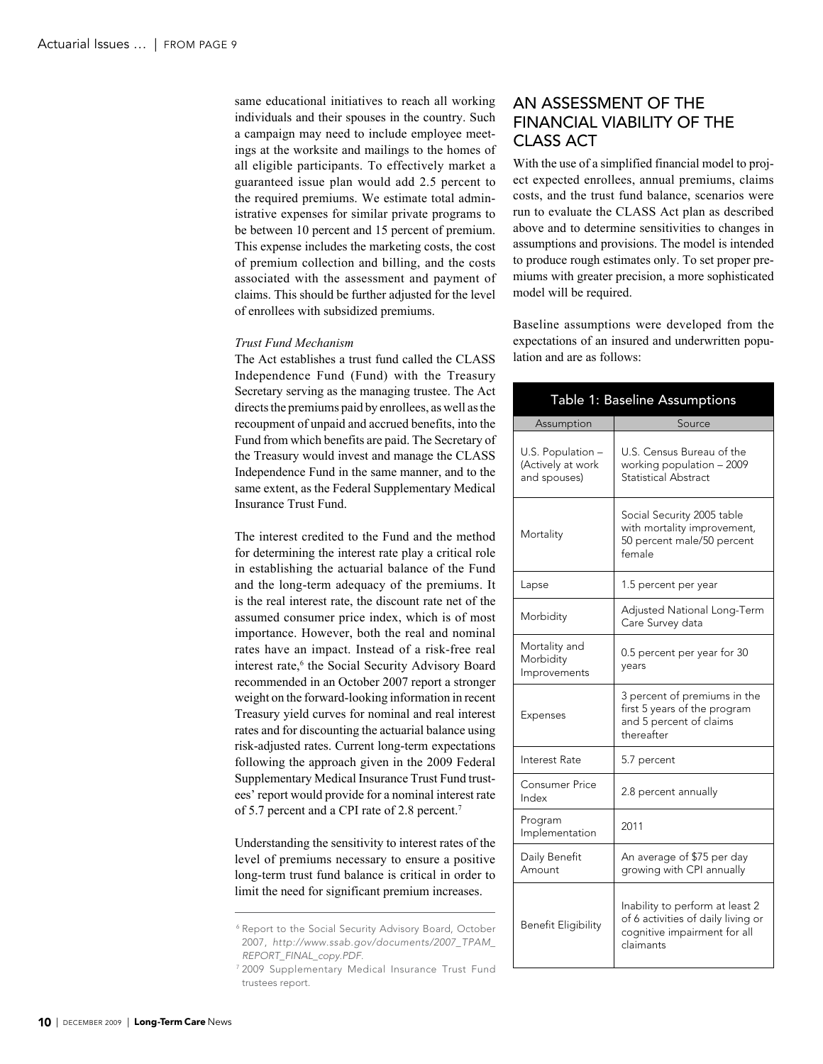same educational initiatives to reach all working individuals and their spouses in the country. Such a campaign may need to include employee meetings at the worksite and mailings to the homes of all eligible participants. To effectively market a guaranteed issue plan would add 2.5 percent to the required premiums. We estimate total administrative expenses for similar private programs to be between 10 percent and 15 percent of premium. This expense includes the marketing costs, the cost of premium collection and billing, and the costs associated with the assessment and payment of claims. This should be further adjusted for the level of enrollees with subsidized premiums.

*Trust Fund Mechanism*

The Act establishes a trust fund called the CLASS Independence Fund (Fund) with the Treasury Secretary serving as the managing trustee. The Act directs the premiums paid by enrollees, as well as the recoupment of unpaid and accrued benefits, into the Fund from which benefits are paid. The Secretary of the Treasury would invest and manage the CLASS Independence Fund in the same manner, and to the same extent, as the Federal Supplementary Medical Insurance Trust Fund.

The interest credited to the Fund and the method for determining the interest rate play a critical role in establishing the actuarial balance of the Fund and the long-term adequacy of the premiums. It is the real interest rate, the discount rate net of the assumed consumer price index, which is of most importance. However, both the real and nominal rates have an impact. Instead of a risk-free real interest rate,[6] the Social Security Advisory Board recommended in an October 2007 report a stronger weight on the forward-looking information in recent Treasury yield curves for nominal and real interest rates and for discounting the actuarial balance using risk-adjusted rates. Current long-term expectations following the approach given in the 2009 Federal Supplementary Medical Insurance Trust Fund trustees' report would provide for a nominal interest rate of 5.7 percent and a CPI rate of 2.8 percent.[7]

Understanding the sensitivity to interest rates of the level of premiums necessary to ensure a positive long-term trust fund balance is critical in order to limit the need for significant premium increases.

[6] Report to the Social Security Advisory Board, October 2007, *http://www.ssab.gov/documents/2007_TPAM_REPORT_FINAL_copy.PDF.*

[7] 2009 Supplementary Medical Insurance Trust Fund trustees report.

## AN ASSESSMENT OF THE FINANCIAL VIABILITY OF THE CLASS ACT

With the use of a simplified financial model to project expected enrollees, annual premiums, claims costs, and the trust fund balance, scenarios were run to evaluate the CLASS Act plan as described above and to determine sensitivities to changes in assumptions and provisions. The model is intended to produce rough estimates only. To set proper premiums with greater precision, a more sophisticated model will be required.

Baseline assumptions were developed from the expectations of an insured and underwritten population and are as follows:

**Table 1: Baseline Assumptions**

| Assumption | Source |
|---|---|
| U.S. Population – (Actively at work and spouses) | U.S. Census Bureau of the working population – 2009 Statistical Abstract |
| Mortality | Social Security 2005 table with mortality improvement, 50 percent male/50 percent female |
| Lapse | 1.5 percent per year |
| Morbidity | Adjusted National Long-Term Care Survey data |
| Mortality and Morbidity Improvements | 0.5 percent per year for 30 years |
| Expenses | 3 percent of premiums in the first 5 years of the program and 5 percent of claims thereafter |
| Interest Rate | 5.7 percent |
| Consumer Price Index | 2.8 percent annually |
| Program Implementation | 2011 |
| Daily Benefit Amount | An average of $75 per day growing with CPI annually |
| Benefit Eligibility | Inability to perform at least 2 of 6 activities of daily living or cognitive impairment for all claimants |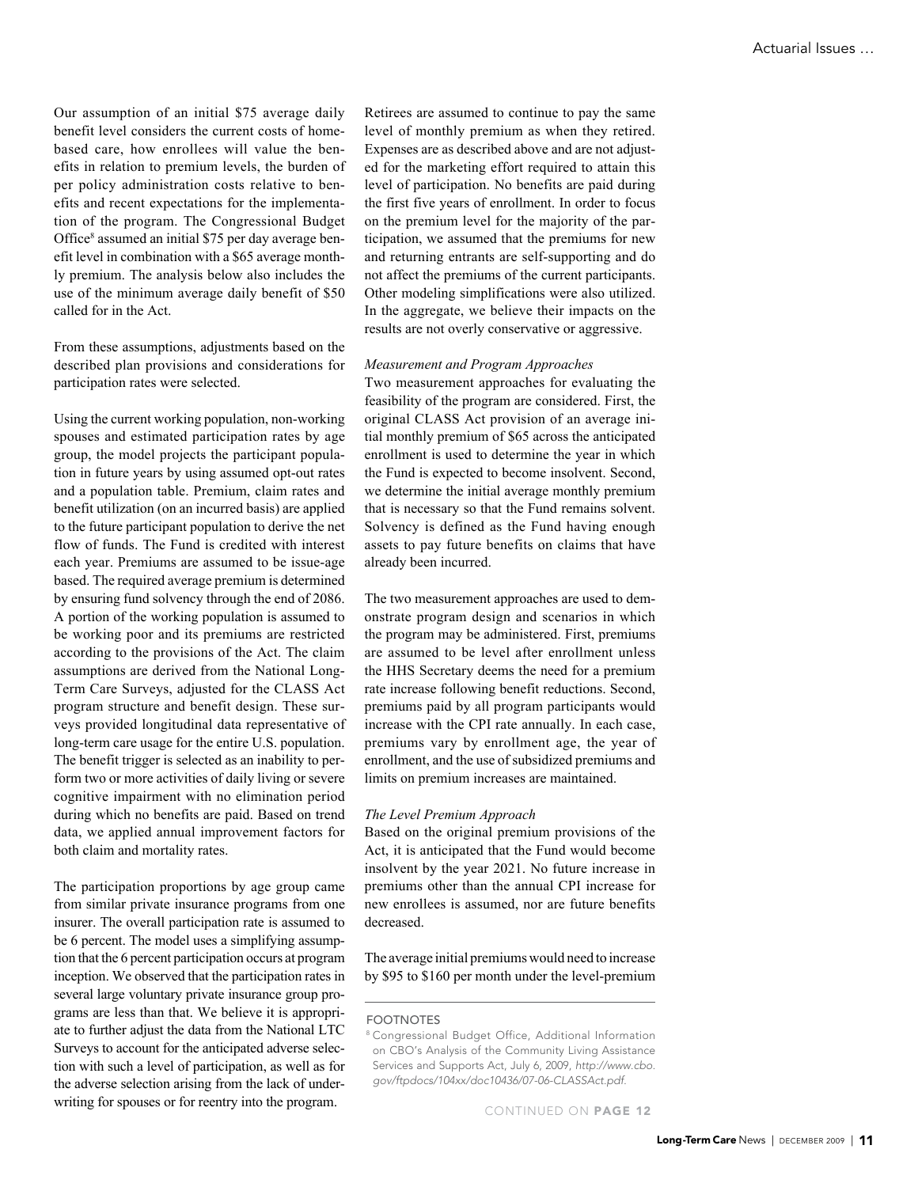Our assumption of an initial $75 average daily benefit level considers the current costs of home-based care, how enrollees will value the benefits in relation to premium levels, the burden of per policy administration costs relative to benefits and recent expectations for the implementation of the program. The Congressional Budget Office[8] assumed an initial $75 per day average benefit level in combination with a $65 average monthly premium. The analysis below also includes the use of the minimum average daily benefit of $50 called for in the Act.

From these assumptions, adjustments based on the described plan provisions and considerations for participation rates were selected.

Using the current working population, non-working spouses and estimated participation rates by age group, the model projects the participant population in future years by using assumed opt-out rates and a population table. Premium, claim rates and benefit utilization (on an incurred basis) are applied to the future participant population to derive the net flow of funds. The Fund is credited with interest each year. Premiums are assumed to be issue-age based. The required average premium is determined by ensuring fund solvency through the end of 2086. A portion of the working population is assumed to be working poor and its premiums are restricted according to the provisions of the Act. The claim assumptions are derived from the National Long-Term Care Surveys, adjusted for the CLASS Act program structure and benefit design. These surveys provided longitudinal data representative of long-term care usage for the entire U.S. population. The benefit trigger is selected as an inability to perform two or more activities of daily living or severe cognitive impairment with no elimination period during which no benefits are paid. Based on trend data, we applied annual improvement factors for both claim and mortality rates.

The participation proportions by age group came from similar private insurance programs from one insurer. The overall participation rate is assumed to be 6 percent. The model uses a simplifying assumption that the 6 percent participation occurs at program inception. We observed that the participation rates in several large voluntary private insurance group programs are less than that. We believe it is appropriate to further adjust the data from the National LTC Surveys to account for the anticipated adverse selection with such a level of participation, as well as for the adverse selection arising from the lack of underwriting for spouses or for reentry into the program.

Retirees are assumed to continue to pay the same level of monthly premium as when they retired. Expenses are as described above and are not adjusted for the marketing effort required to attain this level of participation. No benefits are paid during the first five years of enrollment. In order to focus on the premium level for the majority of the participation, we assumed that the premiums for new and returning entrants are self-supporting and do not affect the premiums of the current participants. Other modeling simplifications were also utilized. In the aggregate, we believe their impacts on the results are not overly conservative or aggressive.

*Measurement and Program Approaches*

Two measurement approaches for evaluating the feasibility of the program are considered. First, the original CLASS Act provision of an average initial monthly premium of $65 across the anticipated enrollment is used to determine the year in which the Fund is expected to become insolvent. Second, we determine the initial average monthly premium that is necessary so that the Fund remains solvent. Solvency is defined as the Fund having enough assets to pay future benefits on claims that have already been incurred.

The two measurement approaches are used to demonstrate program design and scenarios in which the program may be administered. First, premiums are assumed to be level after enrollment unless the HHS Secretary deems the need for a premium rate increase following benefit reductions. Second, premiums paid by all program participants would increase with the CPI rate annually. In each case, premiums vary by enrollment age, the year of enrollment, and the use of subsidized premiums and limits on premium increases are maintained.

*The Level Premium Approach*

Based on the original premium provisions of the Act, it is anticipated that the Fund would become insolvent by the year 2021. No future increase in premiums other than the annual CPI increase for new enrollees is assumed, nor are future benefits decreased.

The average initial premiums would need to increase by $95 to $160 per month under the level-premium

CONTINUED ON PAGE 12

FOOTNOTES

[8] Congressional Budget Office, Additional Information on CBO's Analysis of the Community Living Assistance Services and Supports Act, July 6, 2009, *http://www.cbo.gov/ftpdocs/104xx/doc10436/07-06-CLASSAct.pdf.*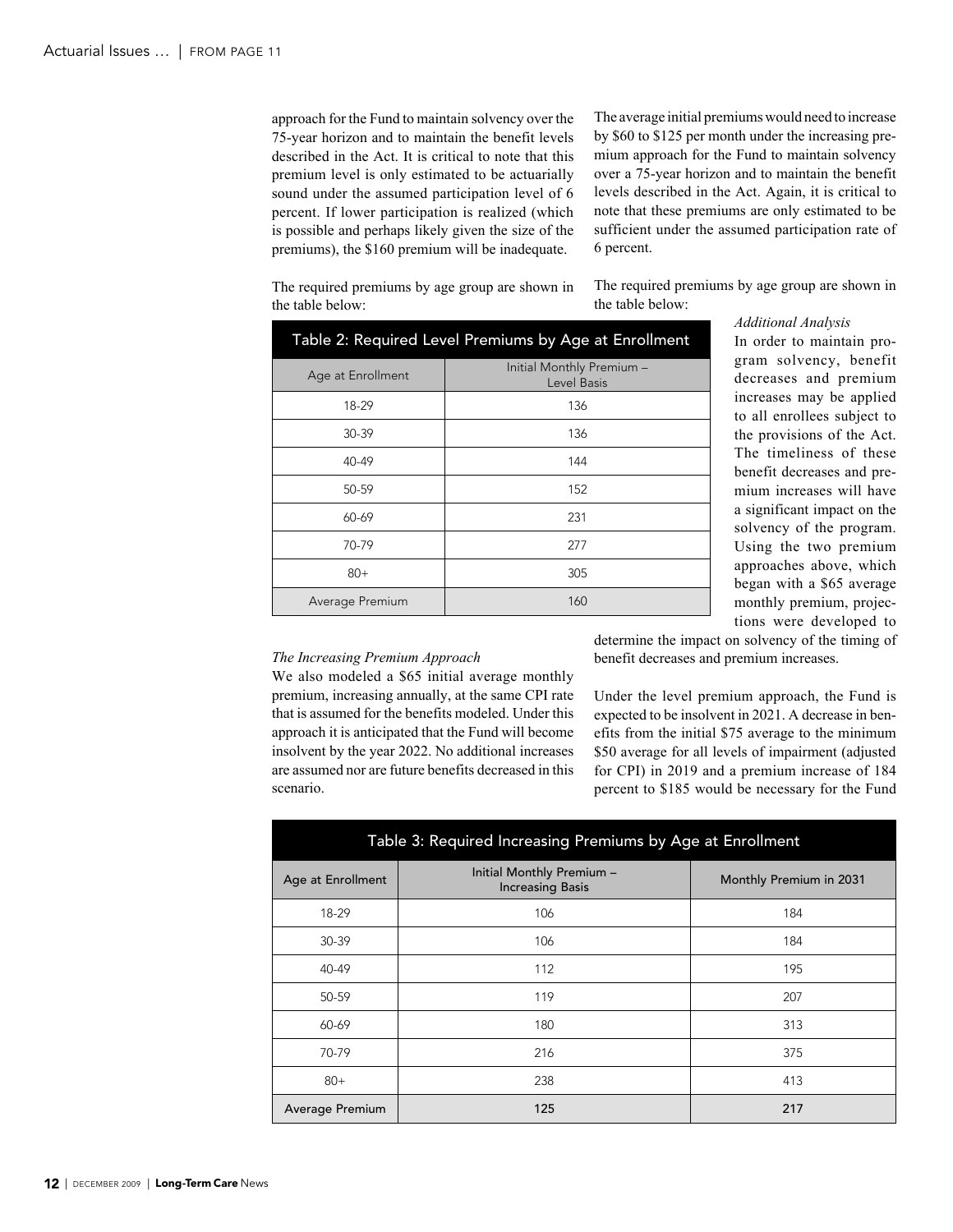approach for the Fund to maintain solvency over the 75-year horizon and to maintain the benefit levels described in the Act. It is critical to note that this premium level is only estimated to be actuarially sound under the assumed participation level of 6 percent. If lower participation is realized (which is possible and perhaps likely given the size of the premiums), the $160 premium will be inadequate.

The required premiums by age group are shown in the table below:

| Table 2: Required Level Premiums by Age at Enrollment | |
|---|---|
| Age at Enrollment | Initial Monthly Premium – Level Basis |
| 18-29 | 136 |
| 30-39 | 136 |
| 40-49 | 144 |
| 50-59 | 152 |
| 60-69 | 231 |
| 70-79 | 277 |
| 80+ | 305 |
| Average Premium | 160 |

*The Increasing Premium Approach*

We also modeled a $65 initial average monthly premium, increasing annually, at the same CPI rate that is assumed for the benefits modeled. Under this approach it is anticipated that the Fund will become insolvent by the year 2022. No additional increases are assumed nor are future benefits decreased in this scenario.

The average initial premiums would need to increase by $60 to $125 per month under the increasing premium approach for the Fund to maintain solvency over a 75-year horizon and to maintain the benefit levels described in the Act. Again, it is critical to note that these premiums are only estimated to be sufficient under the assumed participation rate of 6 percent.

The required premiums by age group are shown in the table below:

| Table 3: Required Increasing Premiums by Age at Enrollment | | |
|---|---|---|
| Age at Enrollment | Initial Monthly Premium – Increasing Basis | Monthly Premium in 2031 |
| 18-29 | 106 | 184 |
| 30-39 | 106 | 184 |
| 40-49 | 112 | 195 |
| 50-59 | 119 | 207 |
| 60-69 | 180 | 313 |
| 70-79 | 216 | 375 |
| 80+ | 238 | 413 |
| **Average Premium** | **125** | **217** |

*Additional Analysis*

In order to maintain program solvency, benefit decreases and premium increases may be applied to all enrollees subject to the provisions of the Act. The timeliness of these benefit decreases and premium increases will have a significant impact on the solvency of the program. Using the two premium approaches above, which began with a $65 average monthly premium, projections were developed to determine the impact on solvency of the timing of benefit decreases and premium increases.

Under the level premium approach, the Fund is expected to be insolvent in 2021. A decrease in benefits from the initial $75 average to the minimum $50 average for all levels of impairment (adjusted for CPI) in 2019 and a premium increase of 184 percent to $185 would be necessary for the Fund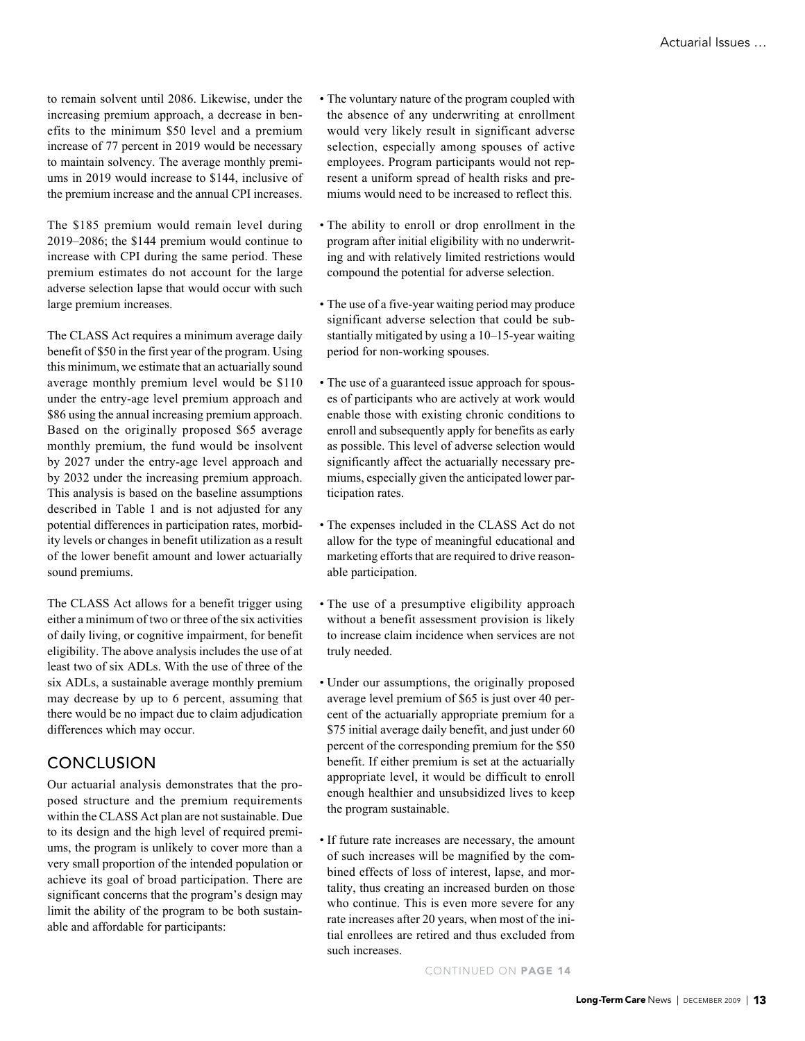to remain solvent until 2086. Likewise, under the increasing premium approach, a decrease in benefits to the minimum $50 level and a premium increase of 77 percent in 2019 would be necessary to maintain solvency. The average monthly premiums in 2019 would increase to $144, inclusive of the premium increase and the annual CPI increases.

The $185 premium would remain level during 2019–2086; the $144 premium would continue to increase with CPI during the same period. These premium estimates do not account for the large adverse selection lapse that would occur with such large premium increases.

The CLASS Act requires a minimum average daily benefit of $50 in the first year of the program. Using this minimum, we estimate that an actuarially sound average monthly premium level would be $110 under the entry-age level premium approach and $86 using the annual increasing premium approach. Based on the originally proposed $65 average monthly premium, the fund would be insolvent by 2027 under the entry-age level approach and by 2032 under the increasing premium approach. This analysis is based on the baseline assumptions described in Table 1 and is not adjusted for any potential differences in participation rates, morbidity levels or changes in benefit utilization as a result of the lower benefit amount and lower actuarially sound premiums.

The CLASS Act allows for a benefit trigger using either a minimum of two or three of the six activities of daily living, or cognitive impairment, for benefit eligibility. The above analysis includes the use of at least two of six ADLs. With the use of three of the six ADLs, a sustainable average monthly premium may decrease by up to 6 percent, assuming that there would be no impact due to claim adjudication differences which may occur.

## CONCLUSION

Our actuarial analysis demonstrates that the proposed structure and the premium requirements within the CLASS Act plan are not sustainable. Due to its design and the high level of required premiums, the program is unlikely to cover more than a very small proportion of the intended population or achieve its goal of broad participation. There are significant concerns that the program's design may limit the ability of the program to be both sustainable and affordable for participants:

- The voluntary nature of the program coupled with the absence of any underwriting at enrollment would very likely result in significant adverse selection, especially among spouses of active employees. Program participants would not represent a uniform spread of health risks and premiums would need to be increased to reflect this.
- The ability to enroll or drop enrollment in the program after initial eligibility with no underwriting and with relatively limited restrictions would compound the potential for adverse selection.
- The use of a five-year waiting period may produce significant adverse selection that could be substantially mitigated by using a 10–15-year waiting period for non-working spouses.
- The use of a guaranteed issue approach for spouses of participants who are actively at work would enable those with existing chronic conditions to enroll and subsequently apply for benefits as early as possible. This level of adverse selection would significantly affect the actuarially necessary premiums, especially given the anticipated lower participation rates.
- The expenses included in the CLASS Act do not allow for the type of meaningful educational and marketing efforts that are required to drive reasonable participation.
- The use of a presumptive eligibility approach without a benefit assessment provision is likely to increase claim incidence when services are not truly needed.
- Under our assumptions, the originally proposed average level premium of $65 is just over 40 percent of the actuarially appropriate premium for a $75 initial average daily benefit, and just under 60 percent of the corresponding premium for the $50 benefit. If either premium is set at the actuarially appropriate level, it would be difficult to enroll enough healthier and unsubsidized lives to keep the program sustainable.
- If future rate increases are necessary, the amount of such increases will be magnified by the combined effects of loss of interest, lapse, and mortality, thus creating an increased burden on those who continue. This is even more severe for any rate increases after 20 years, when most of the initial enrollees are retired and thus excluded from such increases.

CONTINUED ON PAGE 14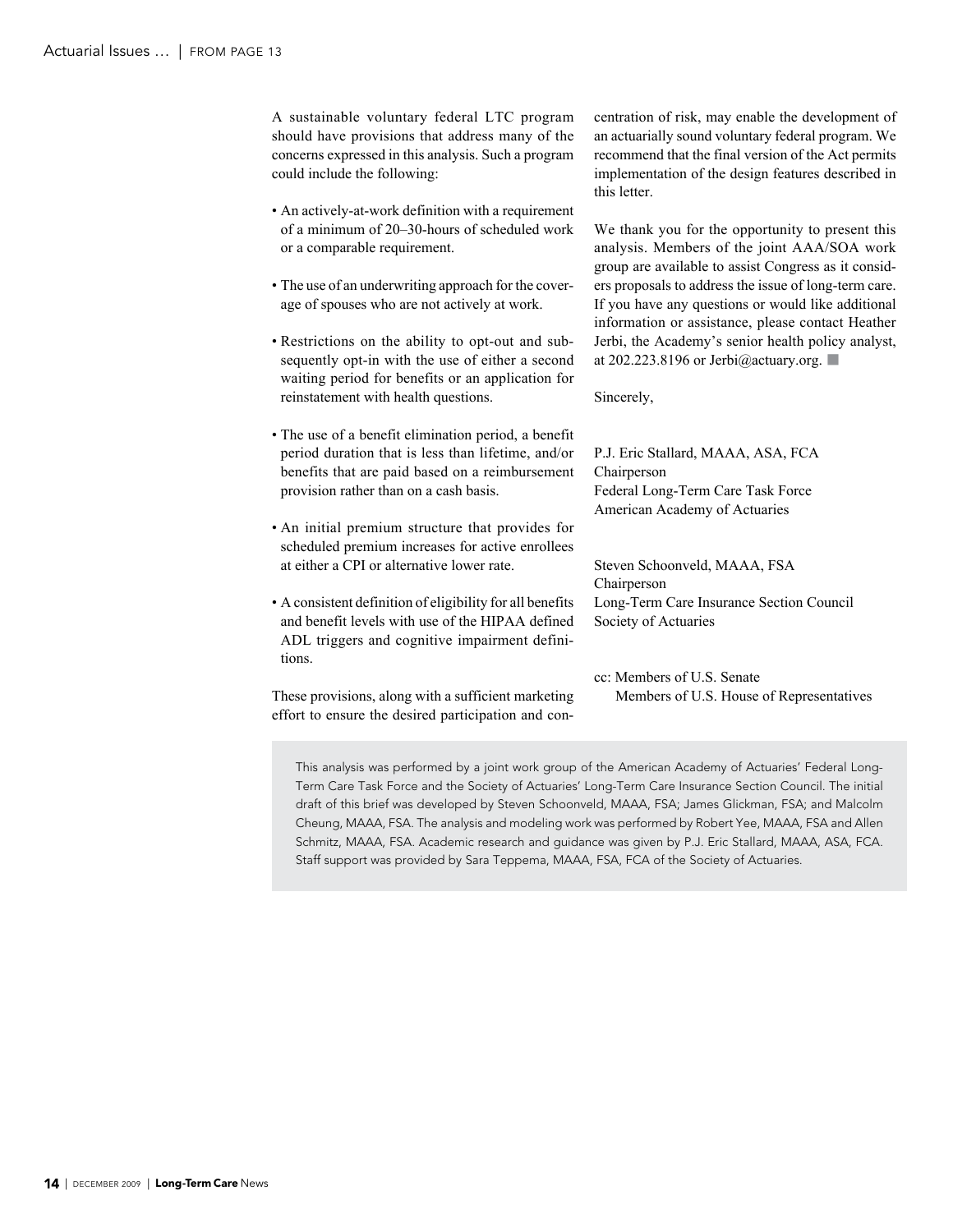A sustainable voluntary federal LTC program should have provisions that address many of the concerns expressed in this analysis. Such a program could include the following:

- An actively-at-work definition with a requirement of a minimum of 20–30-hours of scheduled work or a comparable requirement.
- The use of an underwriting approach for the coverage of spouses who are not actively at work.
- Restrictions on the ability to opt-out and subsequently opt-in with the use of either a second waiting period for benefits or an application for reinstatement with health questions.
- The use of a benefit elimination period, a benefit period duration that is less than lifetime, and/or benefits that are paid based on a reimbursement provision rather than on a cash basis.
- An initial premium structure that provides for scheduled premium increases for active enrollees at either a CPI or alternative lower rate.
- A consistent definition of eligibility for all benefits and benefit levels with use of the HIPAA defined ADL triggers and cognitive impairment definitions.

These provisions, along with a sufficient marketing effort to ensure the desired participation and concentration of risk, may enable the development of an actuarially sound voluntary federal program. We recommend that the final version of the Act permits implementation of the design features described in this letter.

We thank you for the opportunity to present this analysis. Members of the joint AAA/SOA work group are available to assist Congress as it considers proposals to address the issue of long-term care. If you have any questions or would like additional information or assistance, please contact Heather Jerbi, the Academy's senior health policy analyst, at 202.223.8196 or Jerbi@actuary.org. ■

Sincerely,

P.J. Eric Stallard, MAAA, ASA, FCA
Chairperson
Federal Long-Term Care Task Force
American Academy of Actuaries

Steven Schoonveld, MAAA, FSA
Chairperson
Long-Term Care Insurance Section Council
Society of Actuaries

cc: Members of U.S. Senate
Members of U.S. House of Representatives

This analysis was performed by a joint work group of the American Academy of Actuaries' Federal Long-Term Care Task Force and the Society of Actuaries' Long-Term Care Insurance Section Council. The initial draft of this brief was developed by Steven Schoonveld, MAAA, FSA; James Glickman, FSA; and Malcolm Cheung, MAAA, FSA. The analysis and modeling work was performed by Robert Yee, MAAA, FSA and Allen Schmitz, MAAA, FSA. Academic research and guidance was given by P.J. Eric Stallard, MAAA, ASA, FCA. Staff support was provided by Sara Teppema, MAAA, FSA, FCA of the Society of Actuaries.